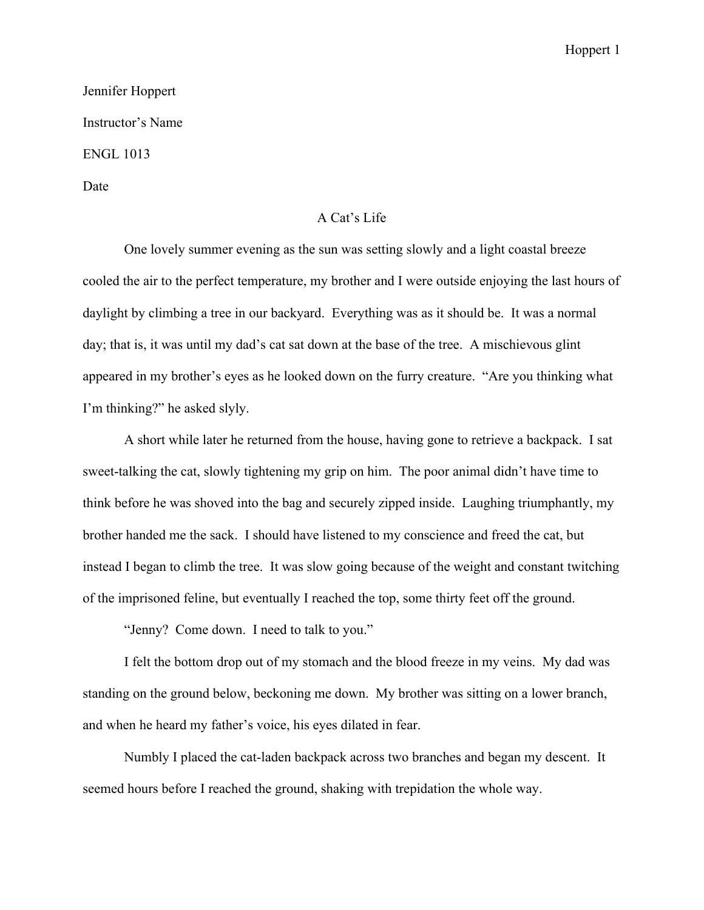Jennifer Hoppert

Instructor's Name

ENGL 1013

Date

# A Cat's Life

One lovely summer evening as the sun was setting slowly and a light coastal breeze cooled the air to the perfect temperature, my brother and I were outside enjoying the last hours of daylight by climbing a tree in our backyard. Everything was as it should be. It was a normal day; that is, it was until my dad's cat sat down at the base of the tree. A mischievous glint appeared in my brother's eyes as he looked down on the furry creature. "Are you thinking what I'm thinking?" he asked slyly.

A short while later he returned from the house, having gone to retrieve a backpack. I sat sweet-talking the cat, slowly tightening my grip on him. The poor animal didn't have time to think before he was shoved into the bag and securely zipped inside. Laughing triumphantly, my brother handed me the sack. I should have listened to my conscience and freed the cat, but instead I began to climb the tree. It was slow going because of the weight and constant twitching of the imprisoned feline, but eventually I reached the top, some thirty feet off the ground.

"Jenny? Come down. I need to talk to you."

I felt the bottom drop out of my stomach and the blood freeze in my veins. My dad was standing on the ground below, beckoning me down. My brother was sitting on a lower branch, and when he heard my father's voice, his eyes dilated in fear.

Numbly I placed the cat-laden backpack across two branches and began my descent. It seemed hours before I reached the ground, shaking with trepidation the whole way.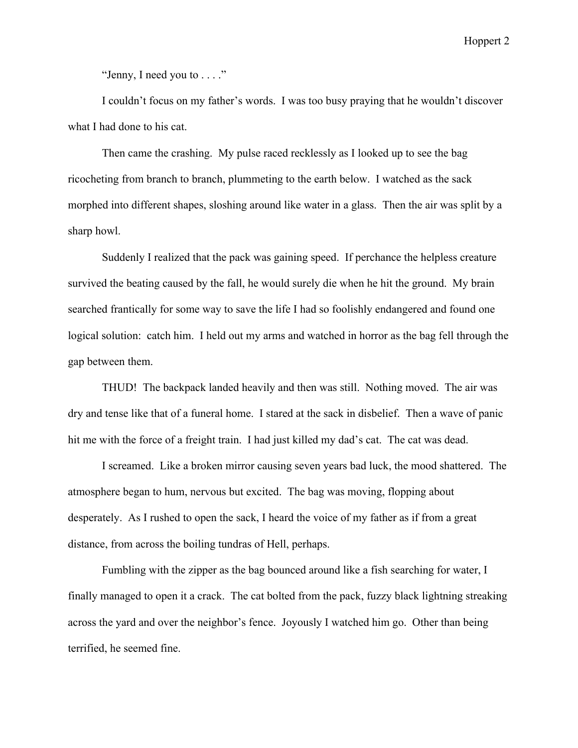"Jenny, I need you to . . . ."

I couldn't focus on my father's words. I was too busy praying that he wouldn't discover what I had done to his cat.

Then came the crashing. My pulse raced recklessly as I looked up to see the bag ricocheting from branch to branch, plummeting to the earth below. I watched as the sack morphed into different shapes, sloshing around like water in a glass. Then the air was split by a sharp howl.

Suddenly I realized that the pack was gaining speed. If perchance the helpless creature survived the beating caused by the fall, he would surely die when he hit the ground. My brain searched frantically for some way to save the life I had so foolishly endangered and found one logical solution: catch him. I held out my arms and watched in horror as the bag fell through the gap between them.

THUD! The backpack landed heavily and then was still. Nothing moved. The air was dry and tense like that of a funeral home. I stared at the sack in disbelief. Then a wave of panic hit me with the force of a freight train. I had just killed my dad's cat. The cat was dead.

I screamed. Like a broken mirror causing seven years bad luck, the mood shattered. The atmosphere began to hum, nervous but excited. The bag was moving, flopping about desperately. As I rushed to open the sack, I heard the voice of my father as if from a great distance, from across the boiling tundras of Hell, perhaps.

Fumbling with the zipper as the bag bounced around like a fish searching for water, I finally managed to open it a crack. The cat bolted from the pack, fuzzy black lightning streaking across the yard and over the neighbor's fence. Joyously I watched him go. Other than being terrified, he seemed fine.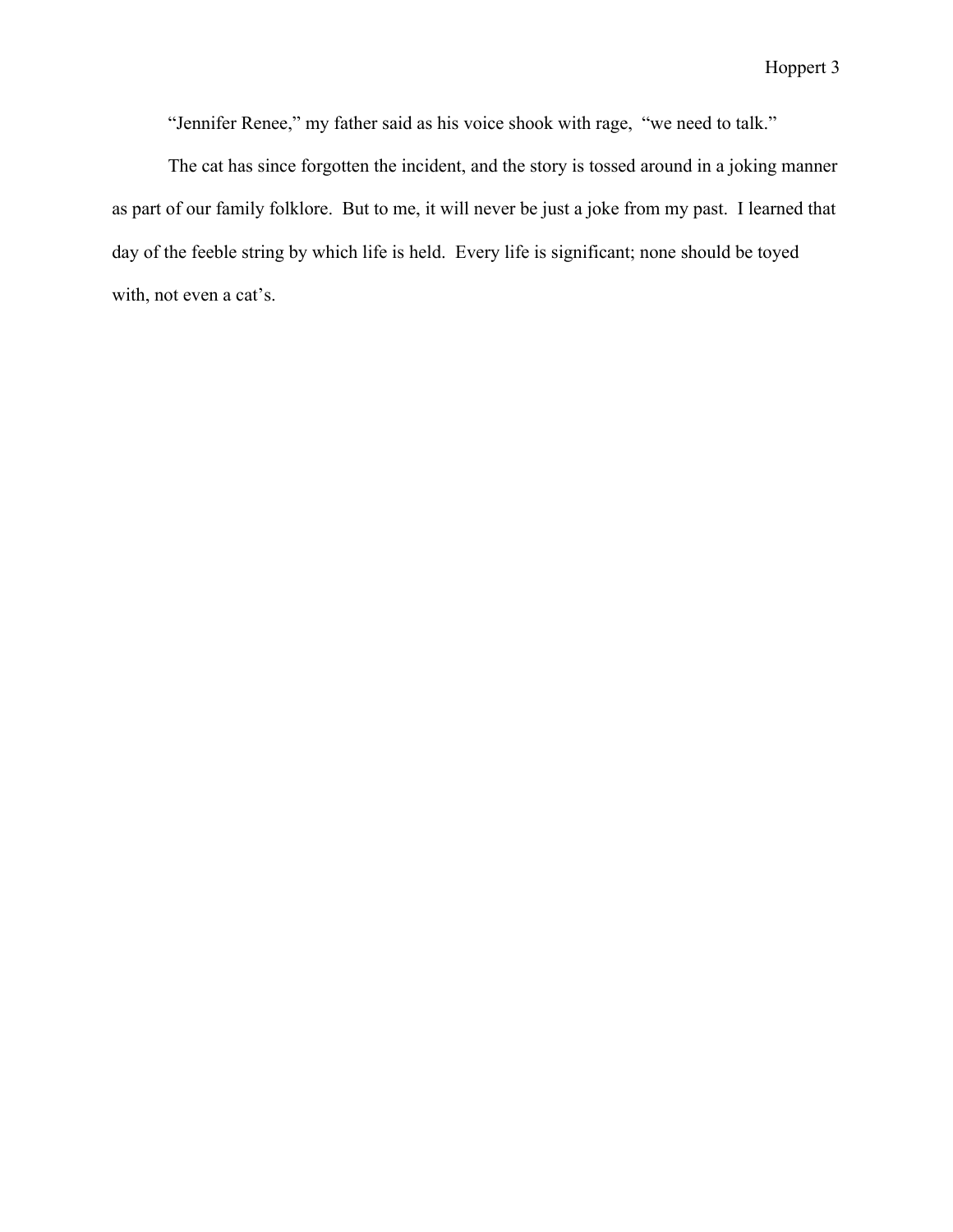"Jennifer Renee," my father said as his voice shook with rage, "we need to talk."

The cat has since forgotten the incident, and the story is tossed around in a joking manner as part of our family folklore. But to me, it will never be just a joke from my past. I learned that day of the feeble string by which life is held. Every life is significant; none should be toyed with, not even a cat's.